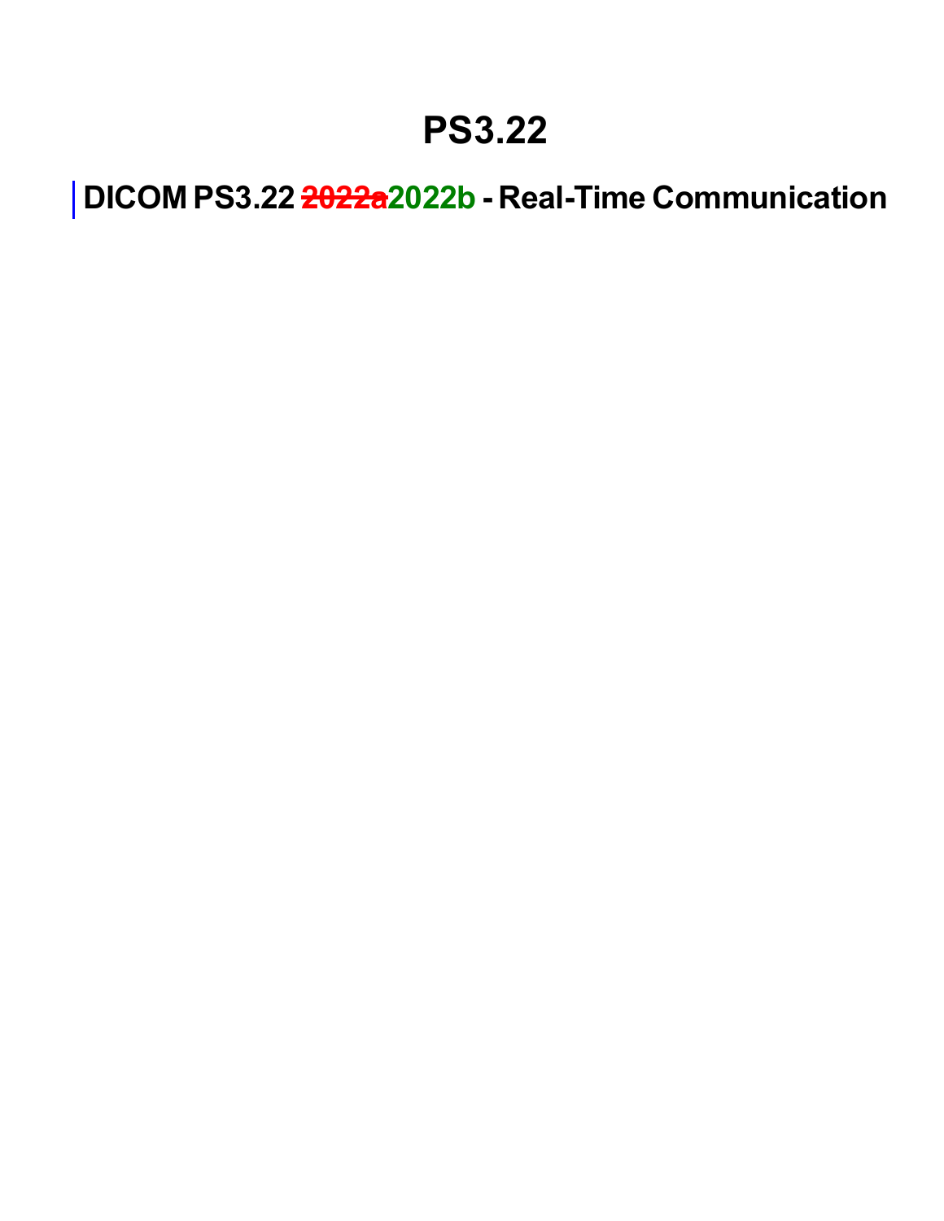# PS3.22

## DICOM PS3.22 ~~2022a~~2022b - Real-Time Communication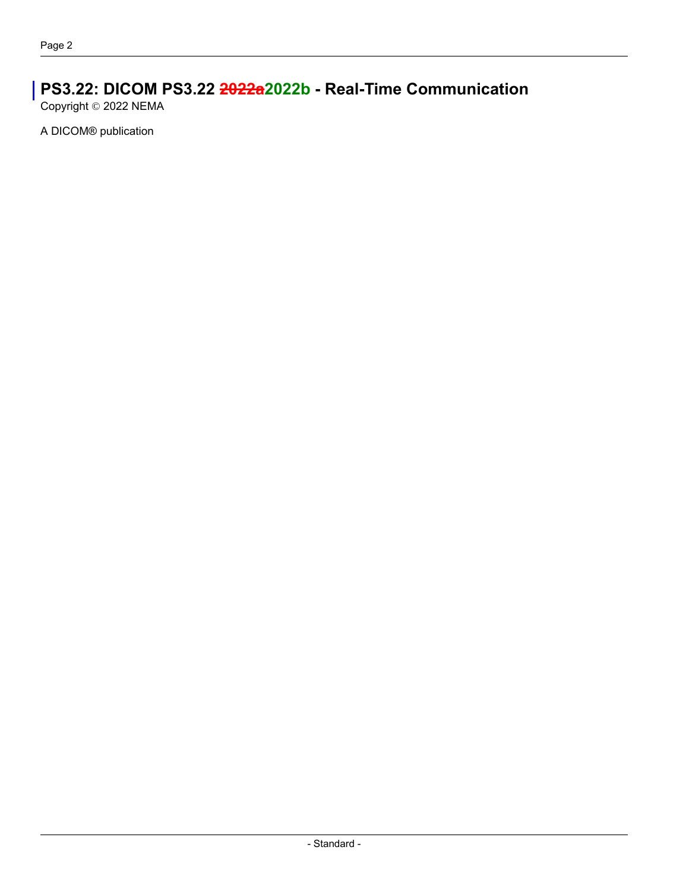# PS3.22: DICOM PS3.22 ~~2022a~~2022b - Real-Time Communication

Copyright © 2022 NEMA

A DICOM® publication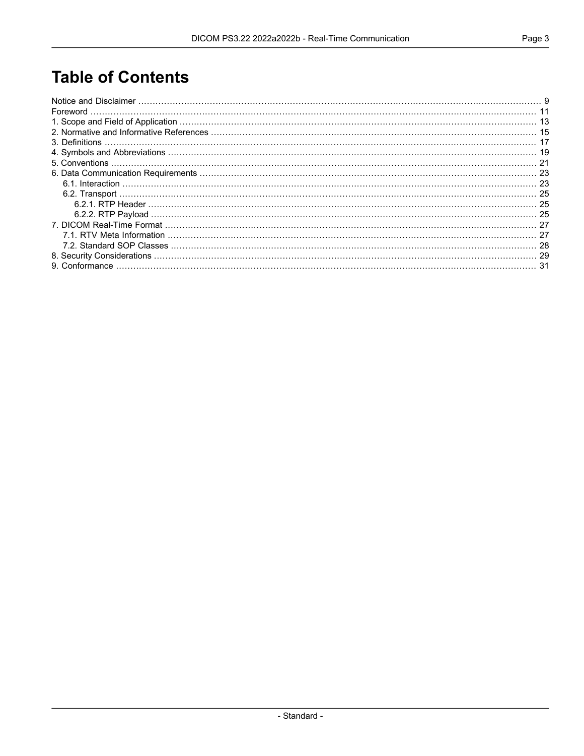# Table of Contents

- Notice and Disclaimer ........ 9
- Foreword ........ 11
- 1. Scope and Field of Application ........ 13
- 2. Normative and Informative References ........ 15
- 3. Definitions ........ 17
- 4. Symbols and Abbreviations ........ 19
- 5. Conventions ........ 21
- 6. Data Communication Requirements ........ 23
  - 6.1. Interaction ........ 23
  - 6.2. Transport ........ 25
    - 6.2.1. RTP Header ........ 25
    - 6.2.2. RTP Payload ........ 25
- 7. DICOM Real-Time Format ........ 27
  - 7.1. RTV Meta Information ........ 27
  - 7.2. Standard SOP Classes ........ 28
- 8. Security Considerations ........ 29
- 9. Conformance ........ 31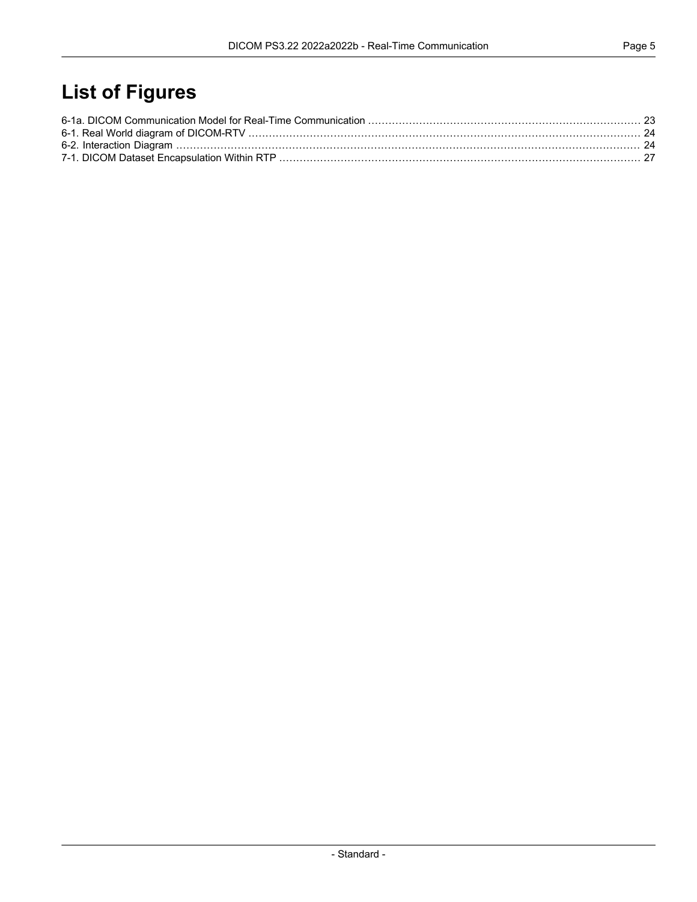# List of Figures

6-1a. DICOM Communication Model for Real-Time Communication ............................................................................. 23
6-1. Real World diagram of DICOM-RTV ................................................................................................................ 24
6-2. Interaction Diagram ....................................................................................................................................... 24
7-1. DICOM Dataset Encapsulation Within RTP ....................................................................................................... 27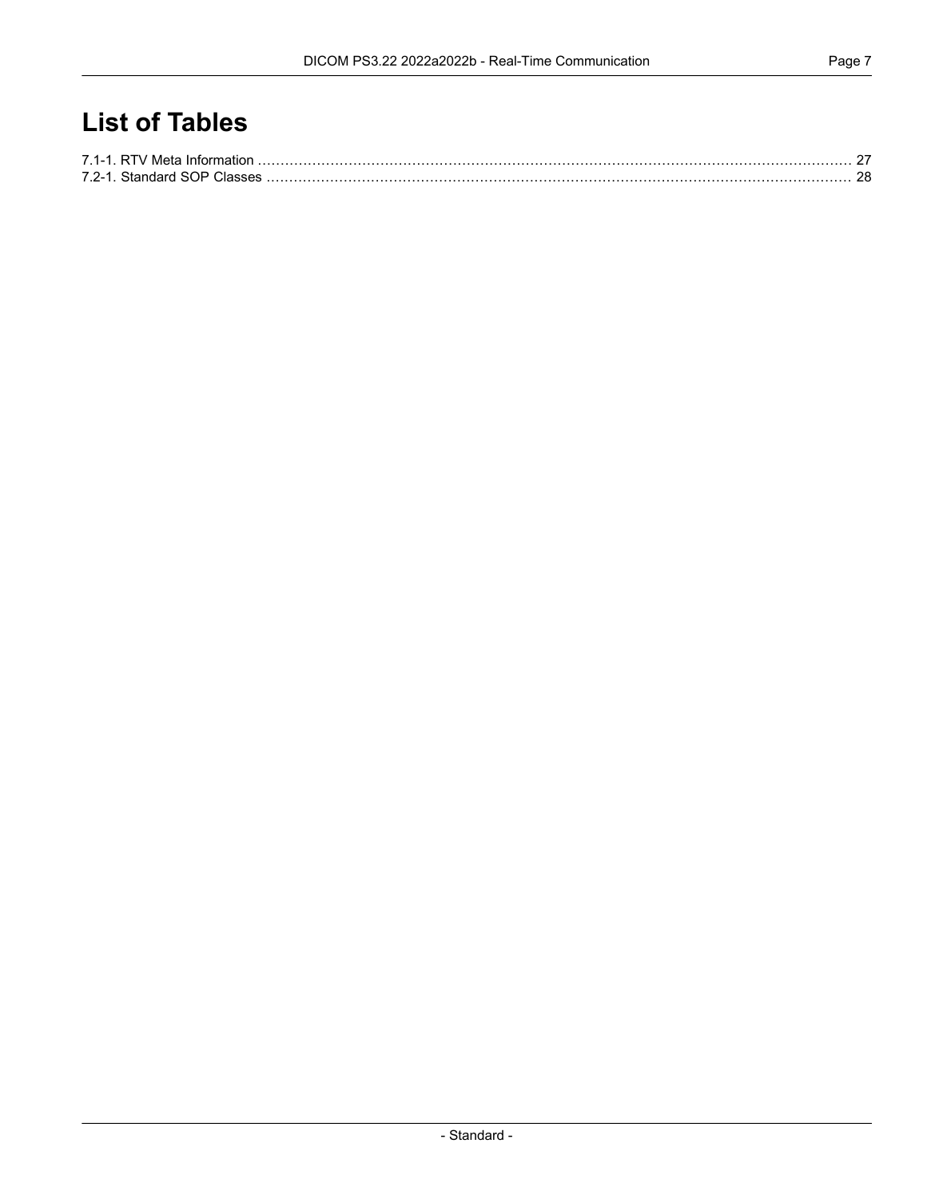# List of Tables

7.1-1. RTV Meta Information ........................................................................................................................... 27
7.2-1. Standard SOP Classes ............................................................................................................................ 28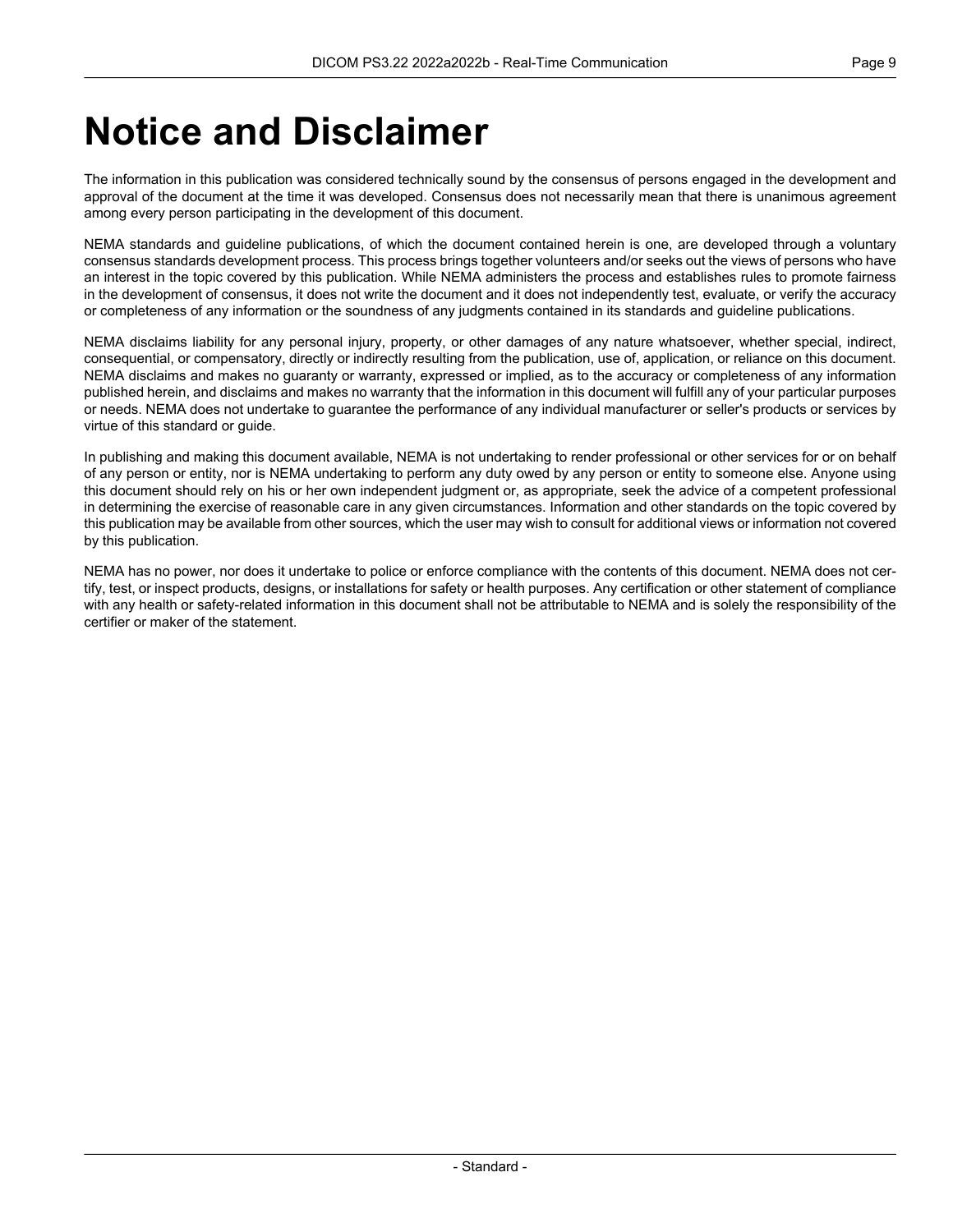# Notice and Disclaimer

The information in this publication was considered technically sound by the consensus of persons engaged in the development and approval of the document at the time it was developed. Consensus does not necessarily mean that there is unanimous agreement among every person participating in the development of this document.

NEMA standards and guideline publications, of which the document contained herein is one, are developed through a voluntary consensus standards development process. This process brings together volunteers and/or seeks out the views of persons who have an interest in the topic covered by this publication. While NEMA administers the process and establishes rules to promote fairness in the development of consensus, it does not write the document and it does not independently test, evaluate, or verify the accuracy or completeness of any information or the soundness of any judgments contained in its standards and guideline publications.

NEMA disclaims liability for any personal injury, property, or other damages of any nature whatsoever, whether special, indirect, consequential, or compensatory, directly or indirectly resulting from the publication, use of, application, or reliance on this document. NEMA disclaims and makes no guaranty or warranty, expressed or implied, as to the accuracy or completeness of any information published herein, and disclaims and makes no warranty that the information in this document will fulfill any of your particular purposes or needs. NEMA does not undertake to guarantee the performance of any individual manufacturer or seller's products or services by virtue of this standard or guide.

In publishing and making this document available, NEMA is not undertaking to render professional or other services for or on behalf of any person or entity, nor is NEMA undertaking to perform any duty owed by any person or entity to someone else. Anyone using this document should rely on his or her own independent judgment or, as appropriate, seek the advice of a competent professional in determining the exercise of reasonable care in any given circumstances. Information and other standards on the topic covered by this publication may be available from other sources, which the user may wish to consult for additional views or information not covered by this publication.

NEMA has no power, nor does it undertake to police or enforce compliance with the contents of this document. NEMA does not certify, test, or inspect products, designs, or installations for safety or health purposes. Any certification or other statement of compliance with any health or safety-related information in this document shall not be attributable to NEMA and is solely the responsibility of the certifier or maker of the statement.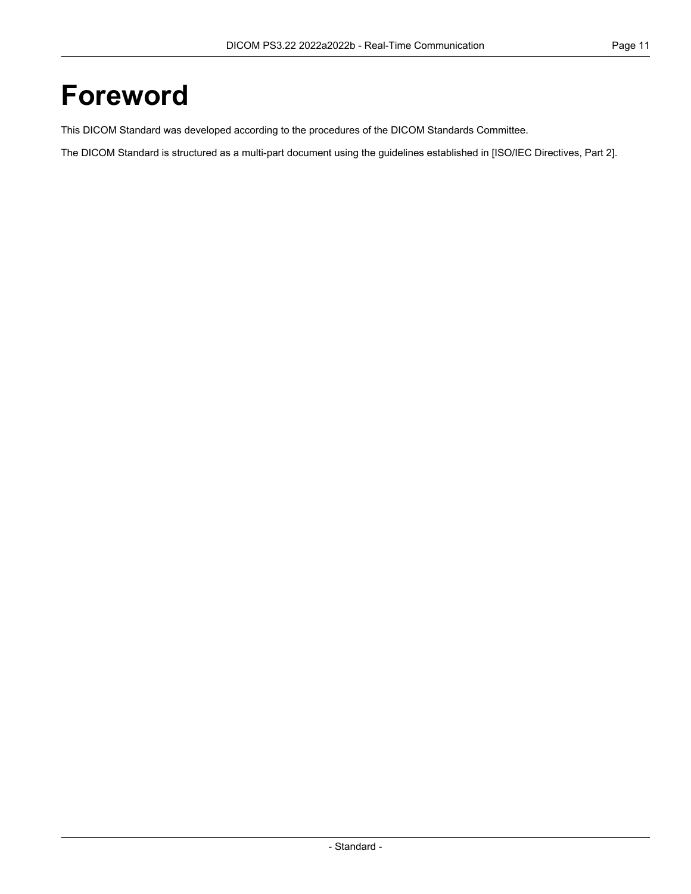# Foreword

This DICOM Standard was developed according to the procedures of the DICOM Standards Committee.

The DICOM Standard is structured as a multi-part document using the guidelines established in [ISO/IEC Directives, Part 2].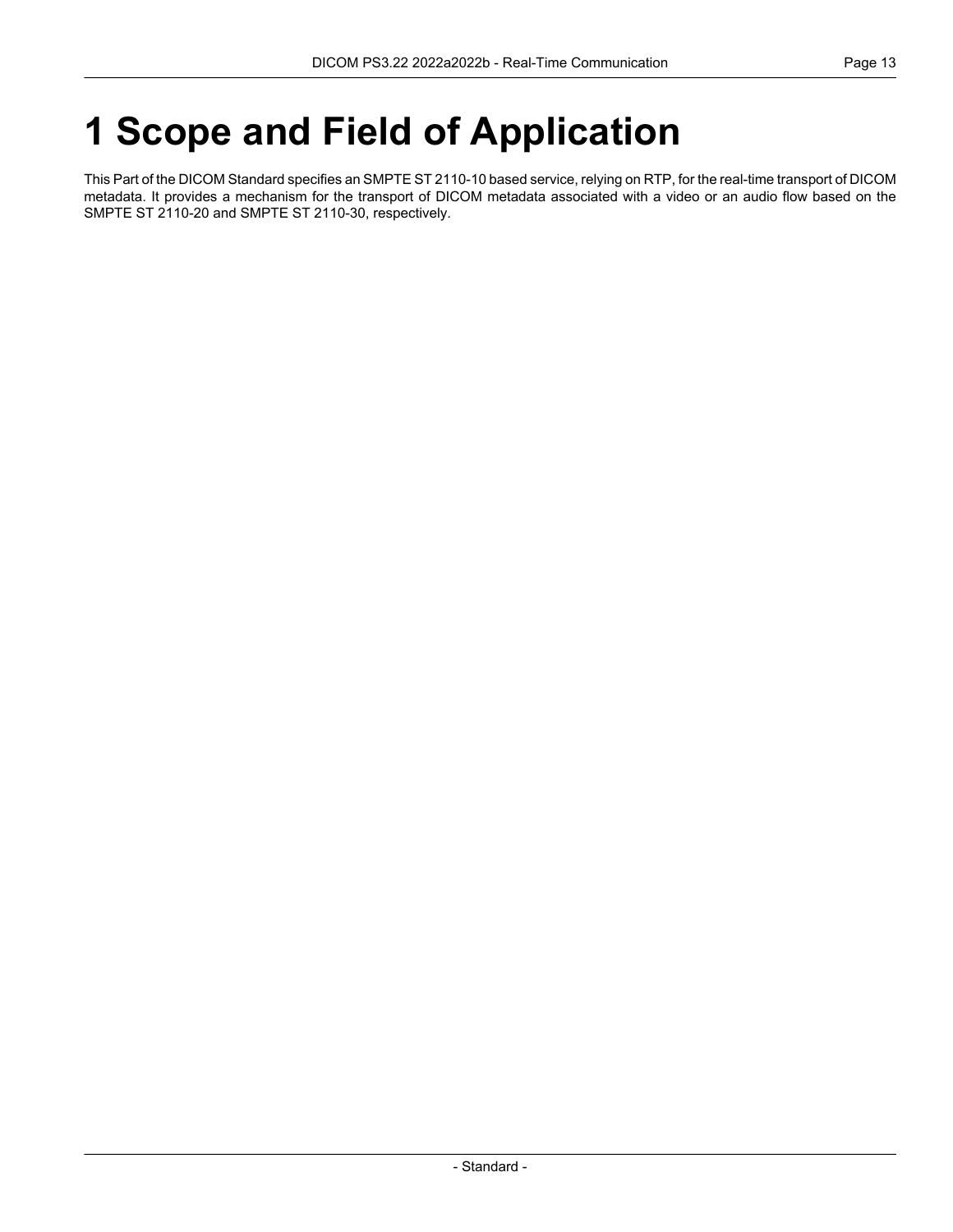# 1 Scope and Field of Application

This Part of the DICOM Standard specifies an SMPTE ST 2110-10 based service, relying on RTP, for the real-time transport of DICOM metadata. It provides a mechanism for the transport of DICOM metadata associated with a video or an audio flow based on the SMPTE ST 2110-20 and SMPTE ST 2110-30, respectively.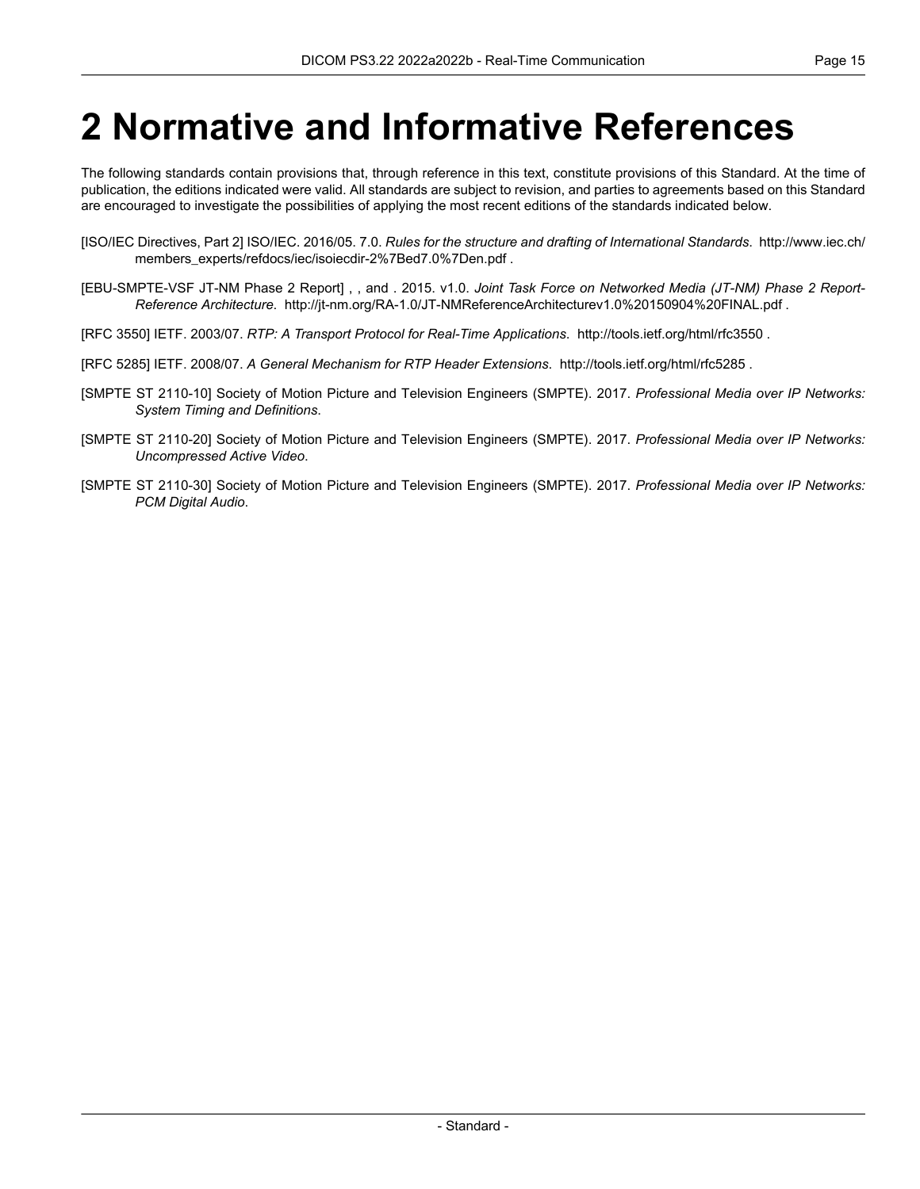# 2 Normative and Informative References

The following standards contain provisions that, through reference in this text, constitute provisions of this Standard. At the time of publication, the editions indicated were valid. All standards are subject to revision, and parties to agreements based on this Standard are encouraged to investigate the possibilities of applying the most recent editions of the standards indicated below.

[ISO/IEC Directives, Part 2] ISO/IEC. 2016/05. 7.0. *Rules for the structure and drafting of International Standards*. http://www.iec.ch/members_experts/refdocs/iec/isoiecdir-2%7Bed7.0%7Den.pdf .

[EBU-SMPTE-VSF JT-NM Phase 2 Report] , , and . 2015. v1.0. *Joint Task Force on Networked Media (JT-NM) Phase 2 Report-Reference Architecture*. http://jt-nm.org/RA-1.0/JT-NMReferenceArchitecturev1.0%20150904%20FINAL.pdf .

[RFC 3550] IETF. 2003/07. *RTP: A Transport Protocol for Real-Time Applications*. http://tools.ietf.org/html/rfc3550 .

[RFC 5285] IETF. 2008/07. *A General Mechanism for RTP Header Extensions*. http://tools.ietf.org/html/rfc5285 .

[SMPTE ST 2110-10] Society of Motion Picture and Television Engineers (SMPTE). 2017. *Professional Media over IP Networks: System Timing and Definitions*.

[SMPTE ST 2110-20] Society of Motion Picture and Television Engineers (SMPTE). 2017. *Professional Media over IP Networks: Uncompressed Active Video*.

[SMPTE ST 2110-30] Society of Motion Picture and Television Engineers (SMPTE). 2017. *Professional Media over IP Networks: PCM Digital Audio*.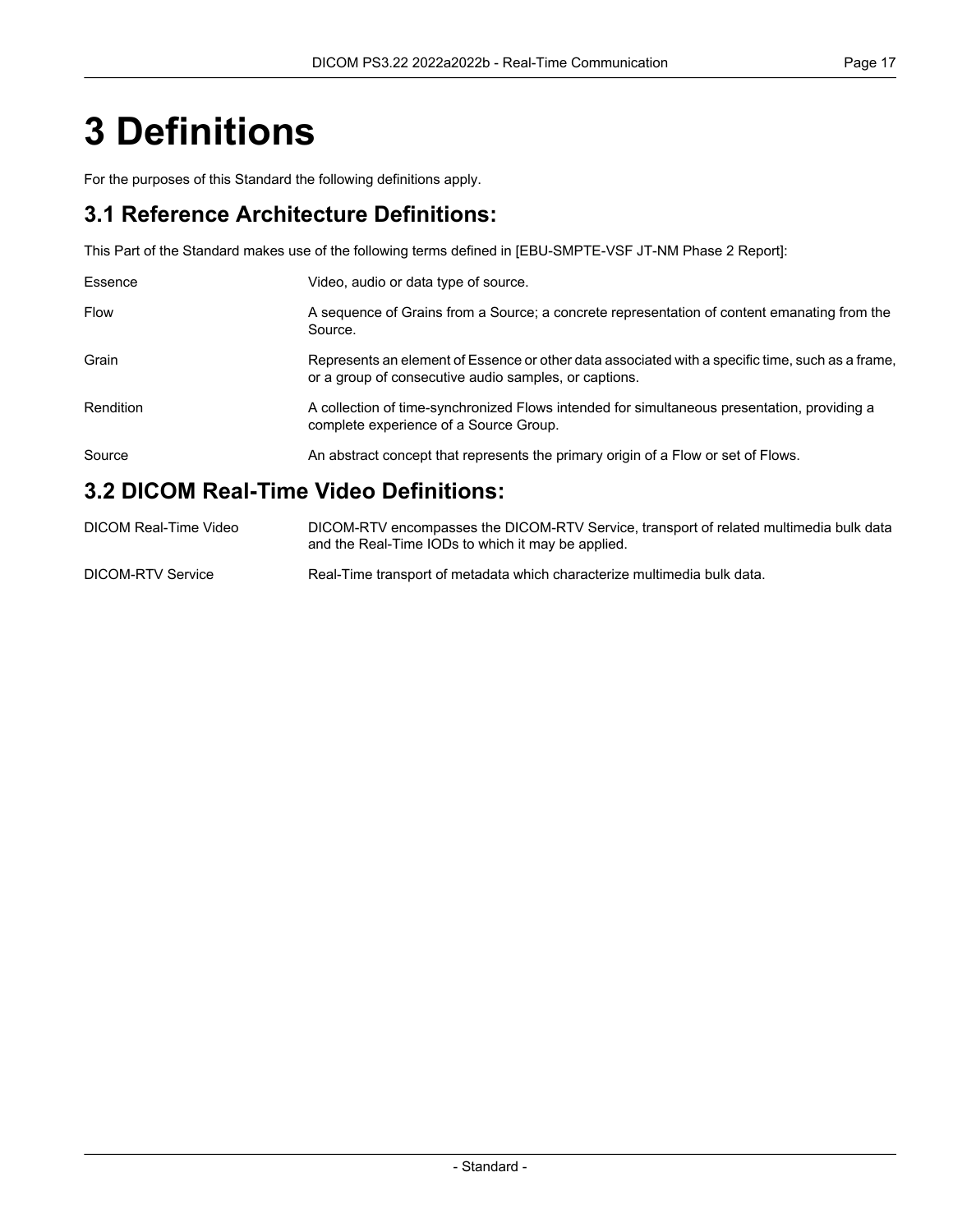# 3 Definitions

For the purposes of this Standard the following definitions apply.

## 3.1 Reference Architecture Definitions:

This Part of the Standard makes use of the following terms defined in [EBU-SMPTE-VSF JT-NM Phase 2 Report]:

| | |
|---|---|
| Essence | Video, audio or data type of source. |
| Flow | A sequence of Grains from a Source; a concrete representation of content emanating from the Source. |
| Grain | Represents an element of Essence or other data associated with a specific time, such as a frame, or a group of consecutive audio samples, or captions. |
| Rendition | A collection of time-synchronized Flows intended for simultaneous presentation, providing a complete experience of a Source Group. |
| Source | An abstract concept that represents the primary origin of a Flow or set of Flows. |

## 3.2 DICOM Real-Time Video Definitions:

| | |
|---|---|
| DICOM Real-Time Video | DICOM-RTV encompasses the DICOM-RTV Service, transport of related multimedia bulk data and the Real-Time IODs to which it may be applied. |
| DICOM-RTV Service | Real-Time transport of metadata which characterize multimedia bulk data. |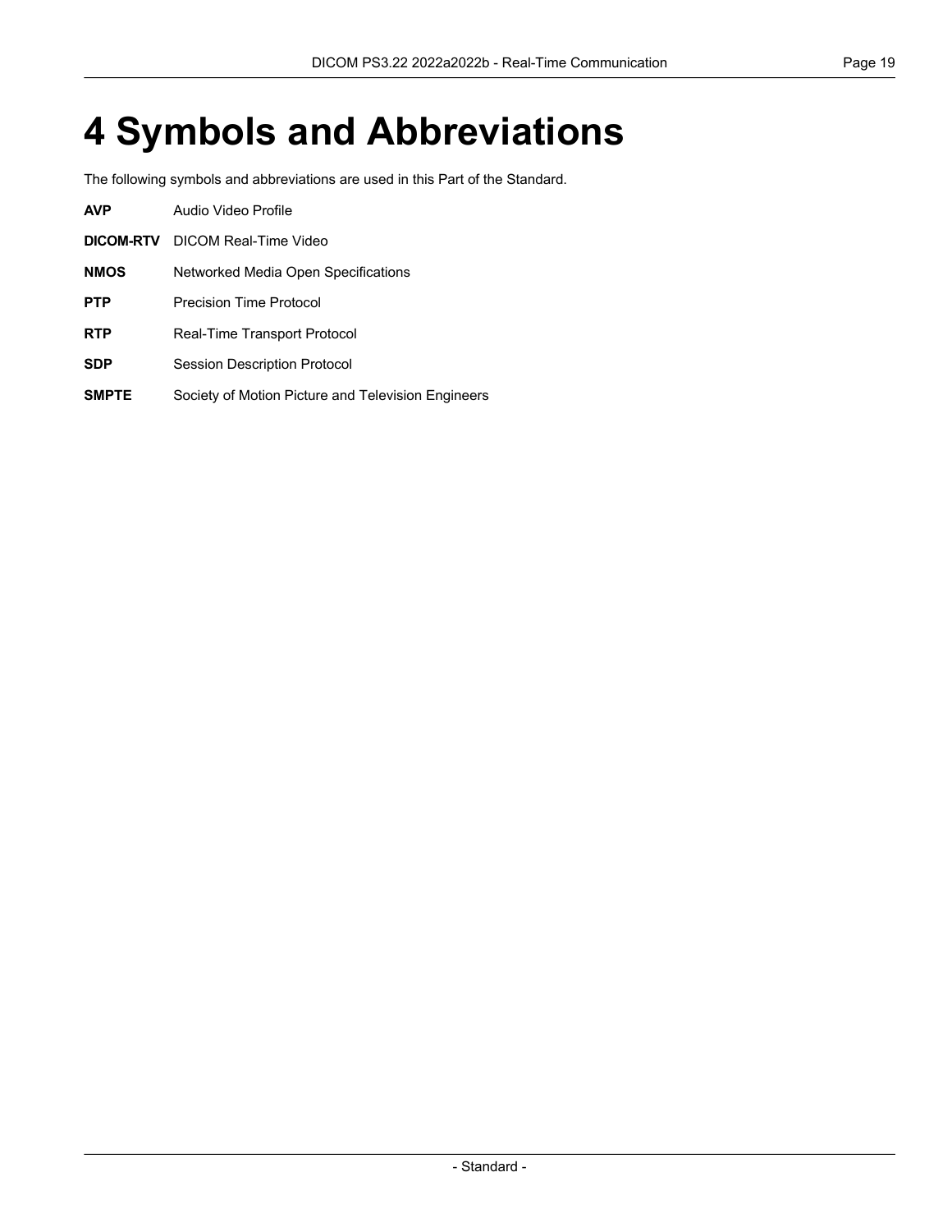# 4 Symbols and Abbreviations

The following symbols and abbreviations are used in this Part of the Standard.

**AVP** Audio Video Profile

**DICOM-RTV** DICOM Real-Time Video

**NMOS** Networked Media Open Specifications

**PTP** Precision Time Protocol

**RTP** Real-Time Transport Protocol

**SDP** Session Description Protocol

**SMPTE** Society of Motion Picture and Television Engineers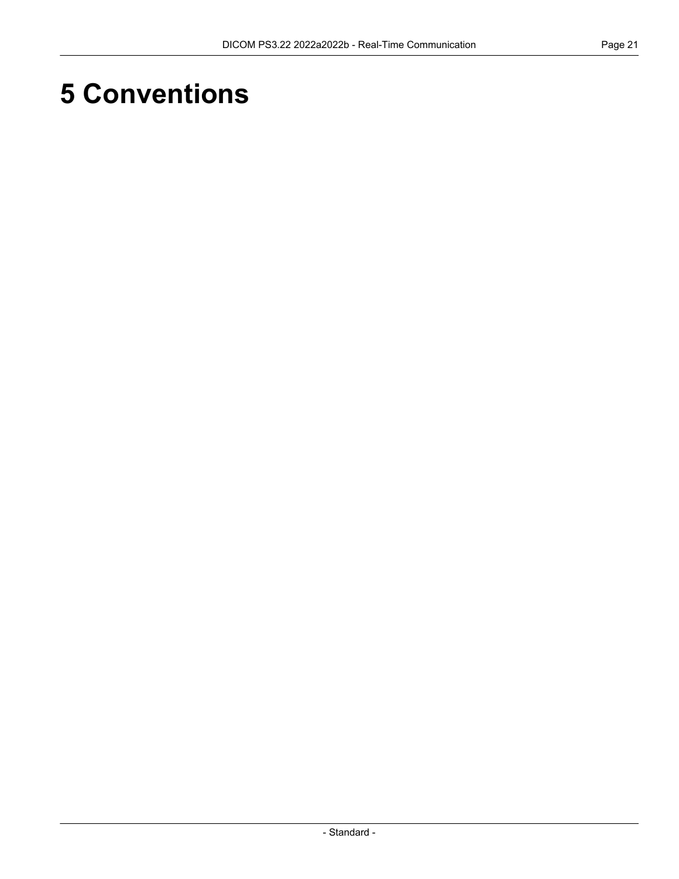# 5 Conventions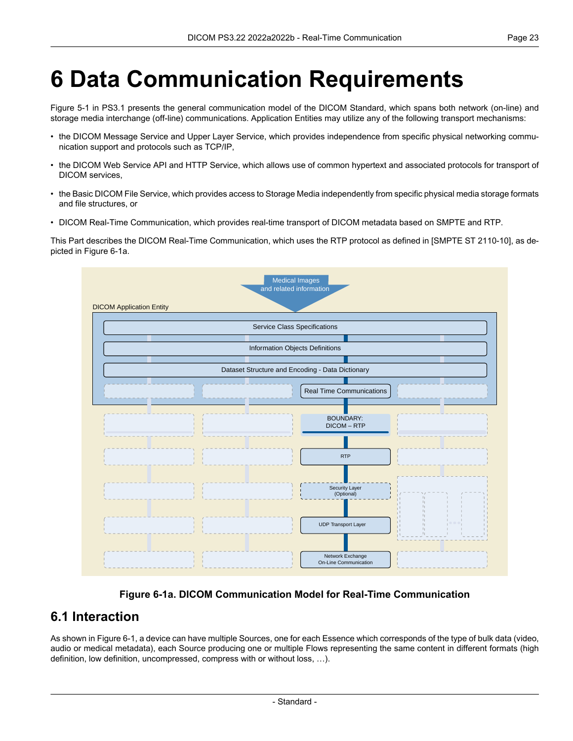# 6 Data Communication Requirements

Figure 5-1 in PS3.1 presents the general communication model of the DICOM Standard, which spans both network (on-line) and storage media interchange (off-line) communications. Application Entities may utilize any of the following transport mechanisms:

- the DICOM Message Service and Upper Layer Service, which provides independence from specific physical networking communication support and protocols such as TCP/IP,
- the DICOM Web Service API and HTTP Service, which allows use of common hypertext and associated protocols for transport of DICOM services,
- the Basic DICOM File Service, which provides access to Storage Media independently from specific physical media storage formats and file structures, or
- DICOM Real-Time Communication, which provides real-time transport of DICOM metadata based on SMPTE and RTP.

This Part describes the DICOM Real-Time Communication, which uses the RTP protocol as defined in [SMPTE ST 2110-10], as depicted in Figure 6-1a.

Medical Images and related information

DICOM Application Entity

Service Class Specifications

Information Objects Definitions

Dataset Structure and Encoding - Data Dictionary

Real Time Communications

BOUNDARY: DICOM – RTP

RTP

Security Layer (Optional)

UDP Transport Layer

Network Exchange On-Line Communication

**Figure 6-1a. DICOM Communication Model for Real-Time Communication**

## 6.1 Interaction

As shown in Figure 6-1, a device can have multiple Sources, one for each Essence which corresponds of the type of bulk data (video, audio or medical metadata), each Source producing one or multiple Flows representing the same content in different formats (high definition, low definition, uncompressed, compress with or without loss, …).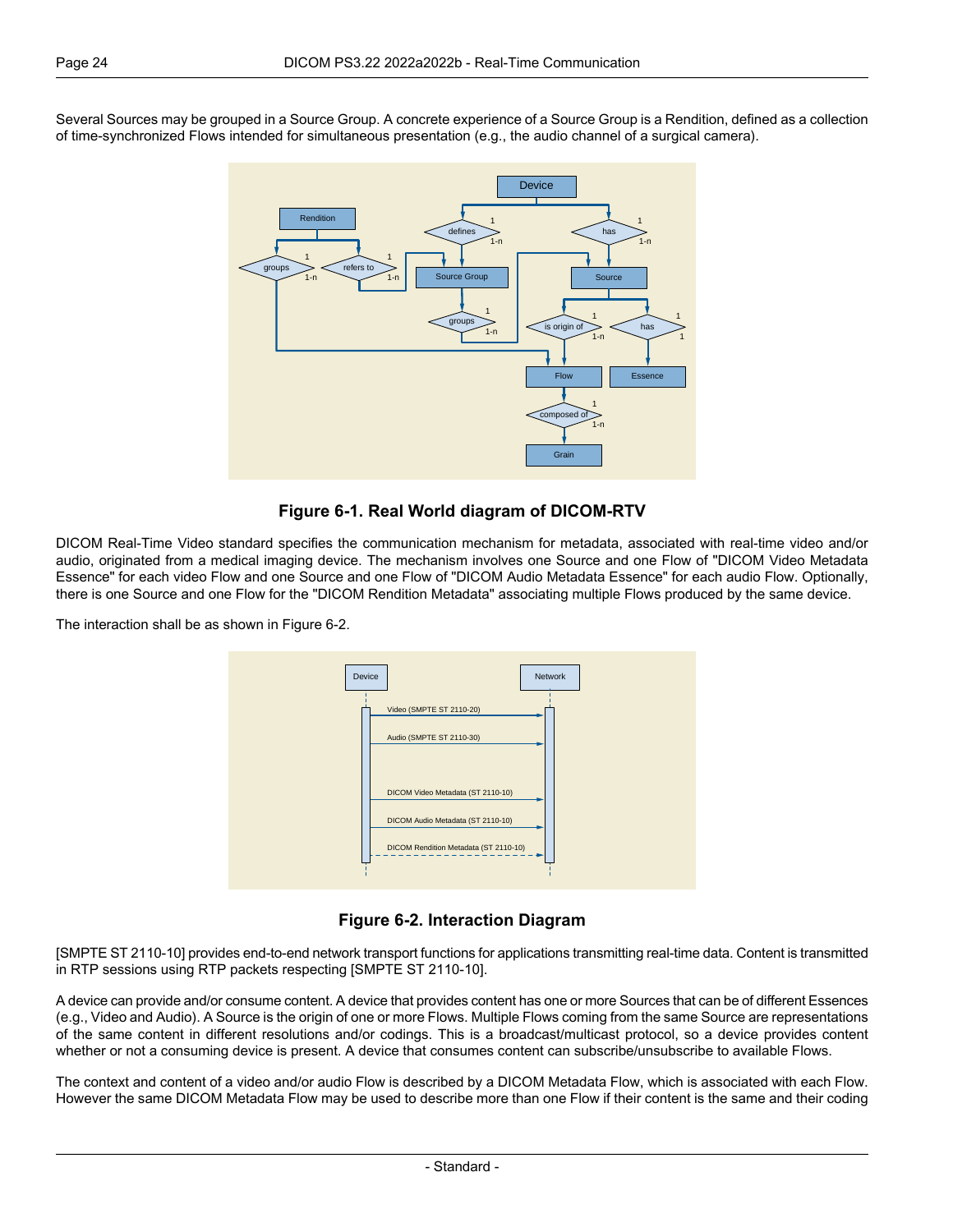Several Sources may be grouped in a Source Group. A concrete experience of a Source Group is a Rendition, defined as a collection of time-synchronized Flows intended for simultaneous presentation (e.g., the audio channel of a surgical camera).

**Figure 6-1. Real World diagram of DICOM-RTV**

DICOM Real-Time Video standard specifies the communication mechanism for metadata, associated with real-time video and/or audio, originated from a medical imaging device. The mechanism involves one Source and one Flow of "DICOM Video Metadata Essence" for each video Flow and one Source and one Flow of "DICOM Audio Metadata Essence" for each audio Flow. Optionally, there is one Source and one Flow for the "DICOM Rendition Metadata" associating multiple Flows produced by the same device.

The interaction shall be as shown in Figure 6-2.

**Figure 6-2. Interaction Diagram**

[SMPTE ST 2110-10] provides end-to-end network transport functions for applications transmitting real-time data. Content is transmitted in RTP sessions using RTP packets respecting [SMPTE ST 2110-10].

A device can provide and/or consume content. A device that provides content has one or more Sources that can be of different Essences (e.g., Video and Audio). A Source is the origin of one or more Flows. Multiple Flows coming from the same Source are representations of the same content in different resolutions and/or codings. This is a broadcast/multicast protocol, so a device provides content whether or not a consuming device is present. A device that consumes content can subscribe/unsubscribe to available Flows.

The context and content of a video and/or audio Flow is described by a DICOM Metadata Flow, which is associated with each Flow. However the same DICOM Metadata Flow may be used to describe more than one Flow if their content is the same and their coding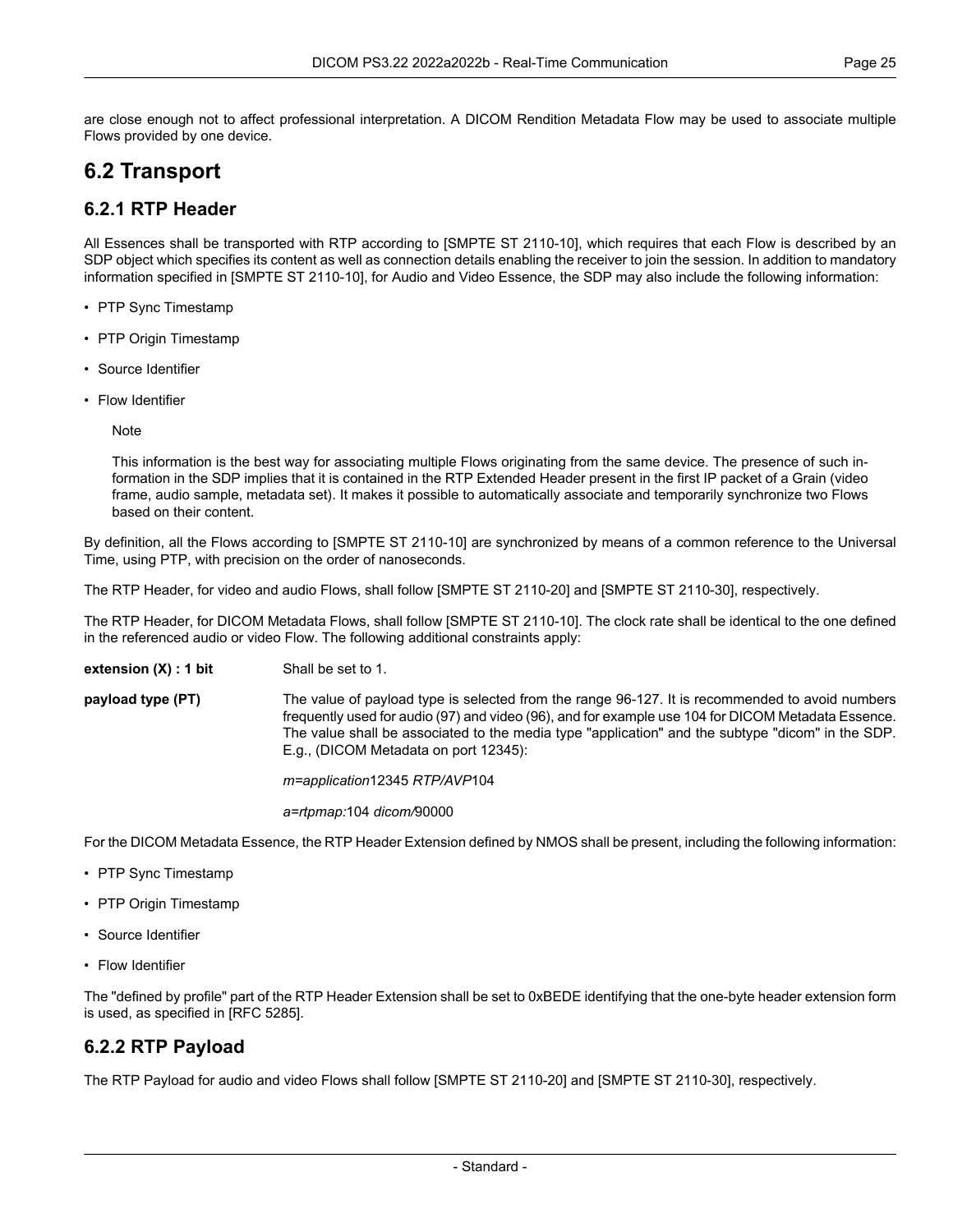are close enough not to affect professional interpretation. A DICOM Rendition Metadata Flow may be used to associate multiple Flows provided by one device.

## 6.2 Transport

### 6.2.1 RTP Header

All Essences shall be transported with RTP according to [SMPTE ST 2110-10], which requires that each Flow is described by an SDP object which specifies its content as well as connection details enabling the receiver to join the session. In addition to mandatory information specified in [SMPTE ST 2110-10], for Audio and Video Essence, the SDP may also include the following information:

- PTP Sync Timestamp
- PTP Origin Timestamp
- Source Identifier
- Flow Identifier

> Note
>
> This information is the best way for associating multiple Flows originating from the same device. The presence of such information in the SDP implies that it is contained in the RTP Extended Header present in the first IP packet of a Grain (video frame, audio sample, metadata set). It makes it possible to automatically associate and temporarily synchronize two Flows based on their content.

By definition, all the Flows according to [SMPTE ST 2110-10] are synchronized by means of a common reference to the Universal Time, using PTP, with precision on the order of nanoseconds.

The RTP Header, for video and audio Flows, shall follow [SMPTE ST 2110-20] and [SMPTE ST 2110-30], respectively.

The RTP Header, for DICOM Metadata Flows, shall follow [SMPTE ST 2110-10]. The clock rate shall be identical to the one defined in the referenced audio or video Flow. The following additional constraints apply:

**extension (X) : 1 bit** Shall be set to 1.

**payload type (PT)** The value of payload type is selected from the range 96-127. It is recommended to avoid numbers frequently used for audio (97) and video (96), and for example use 104 for DICOM Metadata Essence. The value shall be associated to the media type "application" and the subtype "dicom" in the SDP. E.g., (DICOM Metadata on port 12345):

*m=application*12345 *RTP/AVP*104

*a=rtpmap:*104 *dicom/*90000

For the DICOM Metadata Essence, the RTP Header Extension defined by NMOS shall be present, including the following information:

- PTP Sync Timestamp
- PTP Origin Timestamp
- Source Identifier
- Flow Identifier

The "defined by profile" part of the RTP Header Extension shall be set to 0xBEDE identifying that the one-byte header extension form is used, as specified in [RFC 5285].

### 6.2.2 RTP Payload

The RTP Payload for audio and video Flows shall follow [SMPTE ST 2110-20] and [SMPTE ST 2110-30], respectively.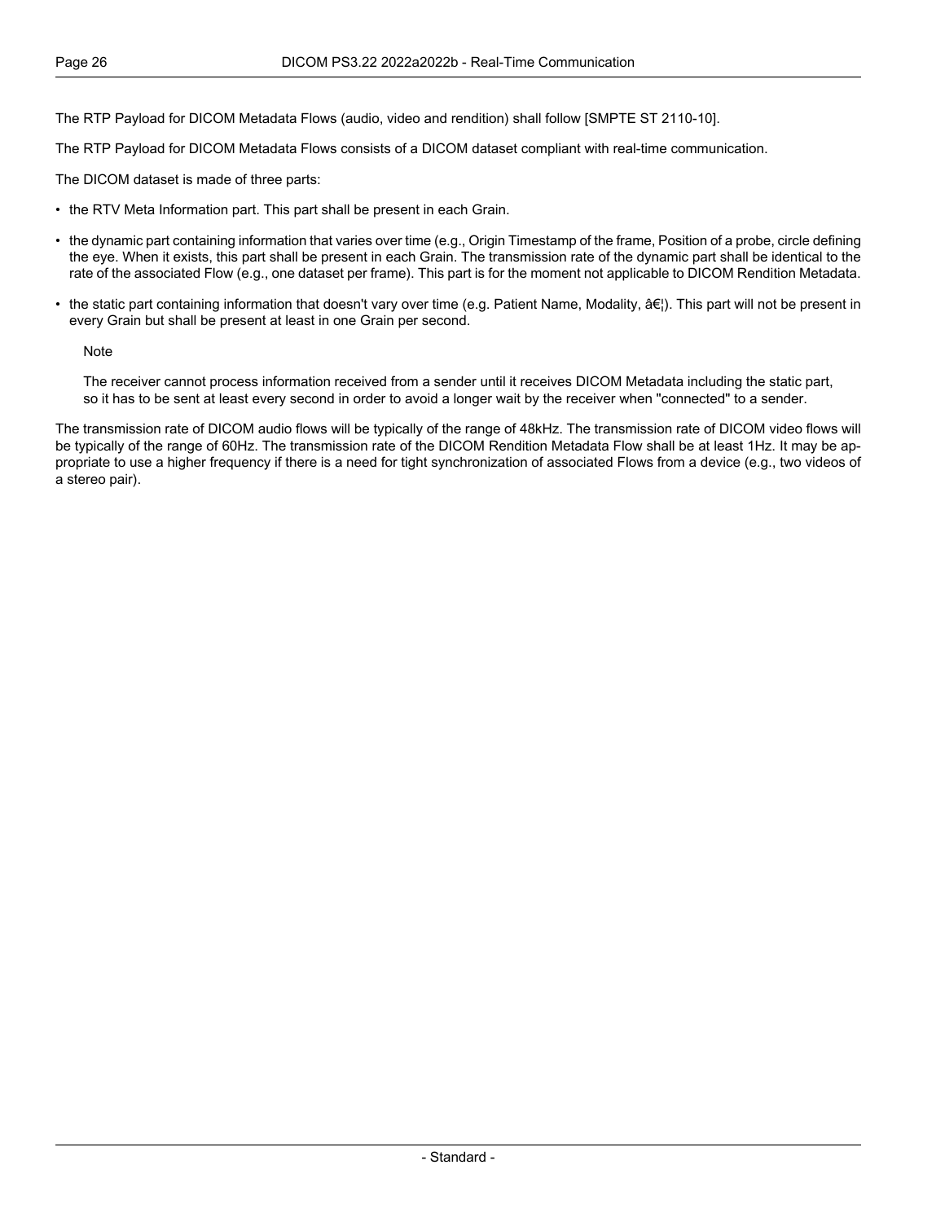The RTP Payload for DICOM Metadata Flows (audio, video and rendition) shall follow [SMPTE ST 2110-10].

The RTP Payload for DICOM Metadata Flows consists of a DICOM dataset compliant with real-time communication.

The DICOM dataset is made of three parts:

- the RTV Meta Information part. This part shall be present in each Grain.
- the dynamic part containing information that varies over time (e.g., Origin Timestamp of the frame, Position of a probe, circle defining the eye. When it exists, this part shall be present in each Grain. The transmission rate of the dynamic part shall be identical to the rate of the associated Flow (e.g., one dataset per frame). This part is for the moment not applicable to DICOM Rendition Metadata.
- the static part containing information that doesn't vary over time (e.g. Patient Name, Modality, â€¦). This part will not be present in every Grain but shall be present at least in one Grain per second.

Note

The receiver cannot process information received from a sender until it receives DICOM Metadata including the static part, so it has to be sent at least every second in order to avoid a longer wait by the receiver when "connected" to a sender.

The transmission rate of DICOM audio flows will be typically of the range of 48kHz. The transmission rate of DICOM video flows will be typically of the range of 60Hz. The transmission rate of the DICOM Rendition Metadata Flow shall be at least 1Hz. It may be appropriate to use a higher frequency if there is a need for tight synchronization of associated Flows from a device (e.g., two videos of a stereo pair).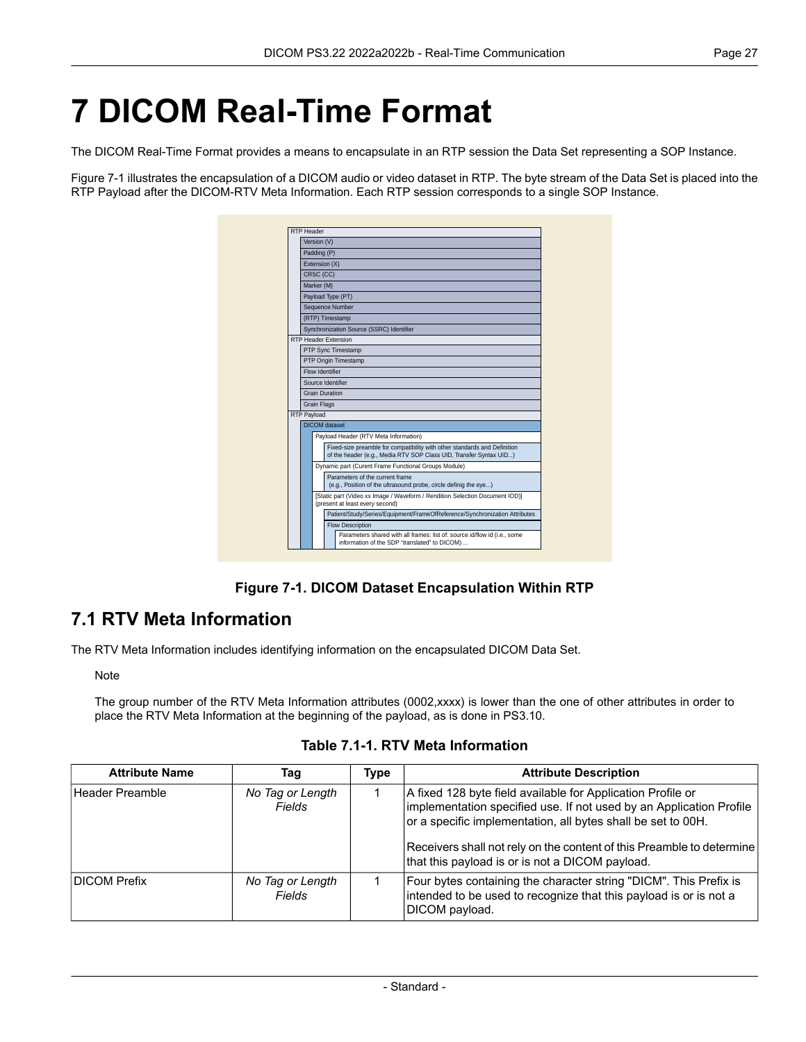# 7 DICOM Real-Time Format

The DICOM Real-Time Format provides a means to encapsulate in an RTP session the Data Set representing a SOP Instance.

Figure 7-1 illustrates the encapsulation of a DICOM audio or video dataset in RTP. The byte stream of the Data Set is placed into the RTP Payload after the DICOM-RTV Meta Information. Each RTP session corresponds to a single SOP Instance.

RTP Header
- Version (V)
- Padding (P)
- Extension (X)
- CRSC (CC)
- Marker (M)
- Payload Type (PT)
- Sequence Number
- (RTP) Timestamp
- Synchronization Source (SSRC) Identifier

RTP Header Extension
- PTP Sync Timestamp
- PTP Origin Timestamp
- Flow Identifier
- Source Identifier
- Grain Duration
- Grain Flags

RTP Payload
- DICOM dataset
  - Payload Header (RTV Meta Information)
    - Fixed-size preamble for compatibility with other standards and Definition of the header (e.g., Media RTV SOP Class UID, Transfer Syntax UID...)
  - Dynamic part (Curent Frame Functional Groups Module)
    - Parameters of the current frame (e.g., Position of the ultrasound probe, circle definig the eye...)
  - [Static part (Video xx Image / Waveform / Rendition Selection Document IOD)] (present at least every second)
    - Patient/Study/Series/Equipment/FrameOfReference/Synchronization Attributes
    - Flow Description
      - Parameters shared with all frames: list of: source id/flow id (i.e., some information of the SDP "translated" to DICOM) ...

**Figure 7-1. DICOM Dataset Encapsulation Within RTP**

## 7.1 RTV Meta Information

The RTV Meta Information includes identifying information on the encapsulated DICOM Data Set.

> Note
>
> The group number of the RTV Meta Information attributes (0002,xxxx) is lower than the one of other attributes in order to place the RTV Meta Information at the beginning of the payload, as is done in PS3.10.

**Table 7.1-1. RTV Meta Information**

| Attribute Name | Tag | Type | Attribute Description |
|---|---|---|---|
| Header Preamble | *No Tag or Length Fields* | 1 | A fixed 128 byte field available for Application Profile or implementation specified use. If not used by an Application Profile or a specific implementation, all bytes shall be set to 00H.<br><br>Receivers shall not rely on the content of this Preamble to determine that this payload is or is not a DICOM payload. |
| DICOM Prefix | *No Tag or Length Fields* | 1 | Four bytes containing the character string "DICM". This Prefix is intended to be used to recognize that this payload is or is not a DICOM payload. |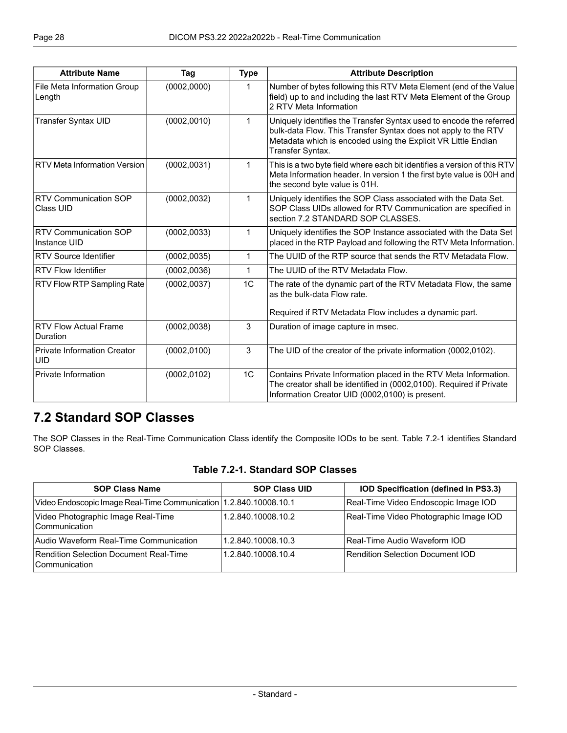| Attribute Name | Tag | Type | Attribute Description |
|---|---|---|---|
| File Meta Information Group Length | (0002,0000) | 1 | Number of bytes following this RTV Meta Element (end of the Value field) up to and including the last RTV Meta Element of the Group 2 RTV Meta Information |
| Transfer Syntax UID | (0002,0010) | 1 | Uniquely identifies the Transfer Syntax used to encode the referred bulk-data Flow. This Transfer Syntax does not apply to the RTV Metadata which is encoded using the Explicit VR Little Endian Transfer Syntax. |
| RTV Meta Information Version | (0002,0031) | 1 | This is a two byte field where each bit identifies a version of this RTV Meta Information header. In version 1 the first byte value is 00H and the second byte value is 01H. |
| RTV Communication SOP Class UID | (0002,0032) | 1 | Uniquely identifies the SOP Class associated with the Data Set. SOP Class UIDs allowed for RTV Communication are specified in section 7.2 STANDARD SOP CLASSES. |
| RTV Communication SOP Instance UID | (0002,0033) | 1 | Uniquely identifies the SOP Instance associated with the Data Set placed in the RTP Payload and following the RTV Meta Information. |
| RTV Source Identifier | (0002,0035) | 1 | The UUID of the RTP source that sends the RTV Metadata Flow. |
| RTV Flow Identifier | (0002,0036) | 1 | The UUID of the RTV Metadata Flow. |
| RTV Flow RTP Sampling Rate | (0002,0037) | 1C | The rate of the dynamic part of the RTV Metadata Flow, the same as the bulk-data Flow rate.<br><br>Required if RTV Metadata Flow includes a dynamic part. |
| RTV Flow Actual Frame Duration | (0002,0038) | 3 | Duration of image capture in msec. |
| Private Information Creator UID | (0002,0100) | 3 | The UID of the creator of the private information (0002,0102). |
| Private Information | (0002,0102) | 1C | Contains Private Information placed in the RTV Meta Information. The creator shall be identified in (0002,0100). Required if Private Information Creator UID (0002,0100) is present. |

## 7.2 Standard SOP Classes

The SOP Classes in the Real-Time Communication Class identify the Composite IODs to be sent. Table 7.2-1 identifies Standard SOP Classes.

**Table 7.2-1. Standard SOP Classes**

| SOP Class Name | SOP Class UID | IOD Specification (defined in PS3.3) |
|---|---|---|
| Video Endoscopic Image Real-Time Communication | 1.2.840.10008.10.1 | Real-Time Video Endoscopic Image IOD |
| Video Photographic Image Real-Time Communication | 1.2.840.10008.10.2 | Real-Time Video Photographic Image IOD |
| Audio Waveform Real-Time Communication | 1.2.840.10008.10.3 | Real-Time Audio Waveform IOD |
| Rendition Selection Document Real-Time Communication | 1.2.840.10008.10.4 | Rendition Selection Document IOD |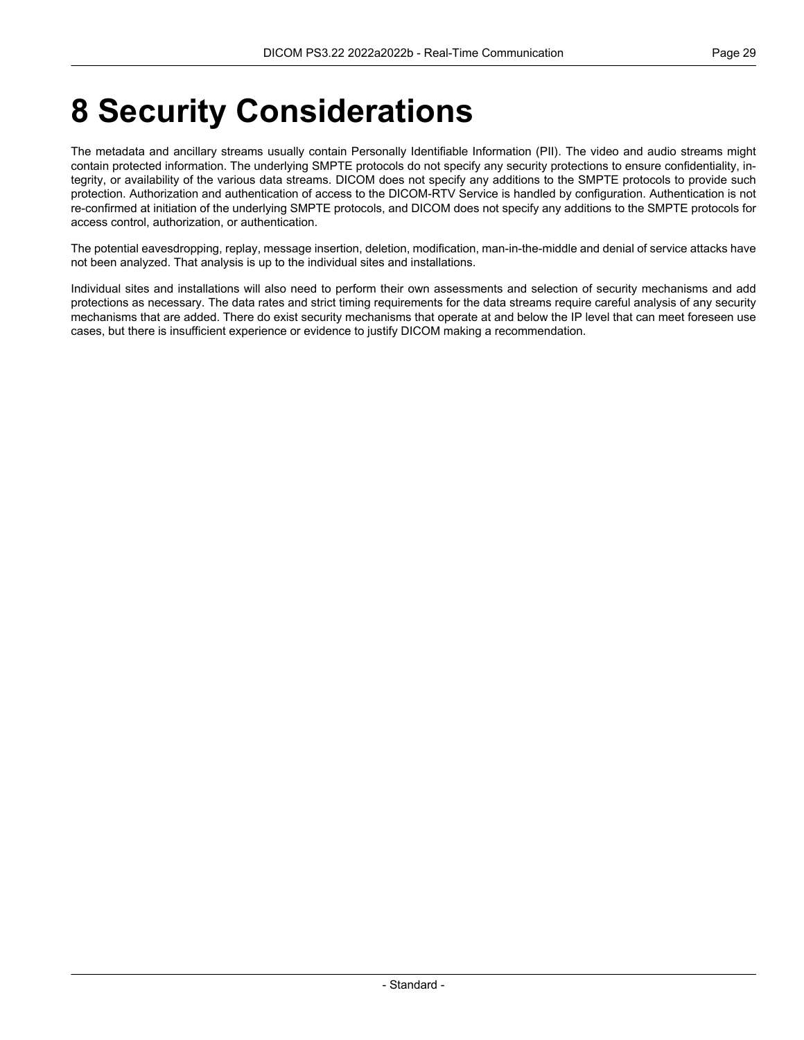# 8 Security Considerations

The metadata and ancillary streams usually contain Personally Identifiable Information (PII). The video and audio streams might contain protected information. The underlying SMPTE protocols do not specify any security protections to ensure confidentiality, integrity, or availability of the various data streams. DICOM does not specify any additions to the SMPTE protocols to provide such protection. Authorization and authentication of access to the DICOM-RTV Service is handled by configuration. Authentication is not re-confirmed at initiation of the underlying SMPTE protocols, and DICOM does not specify any additions to the SMPTE protocols for access control, authorization, or authentication.

The potential eavesdropping, replay, message insertion, deletion, modification, man-in-the-middle and denial of service attacks have not been analyzed. That analysis is up to the individual sites and installations.

Individual sites and installations will also need to perform their own assessments and selection of security mechanisms and add protections as necessary. The data rates and strict timing requirements for the data streams require careful analysis of any security mechanisms that are added. There do exist security mechanisms that operate at and below the IP level that can meet foreseen use cases, but there is insufficient experience or evidence to justify DICOM making a recommendation.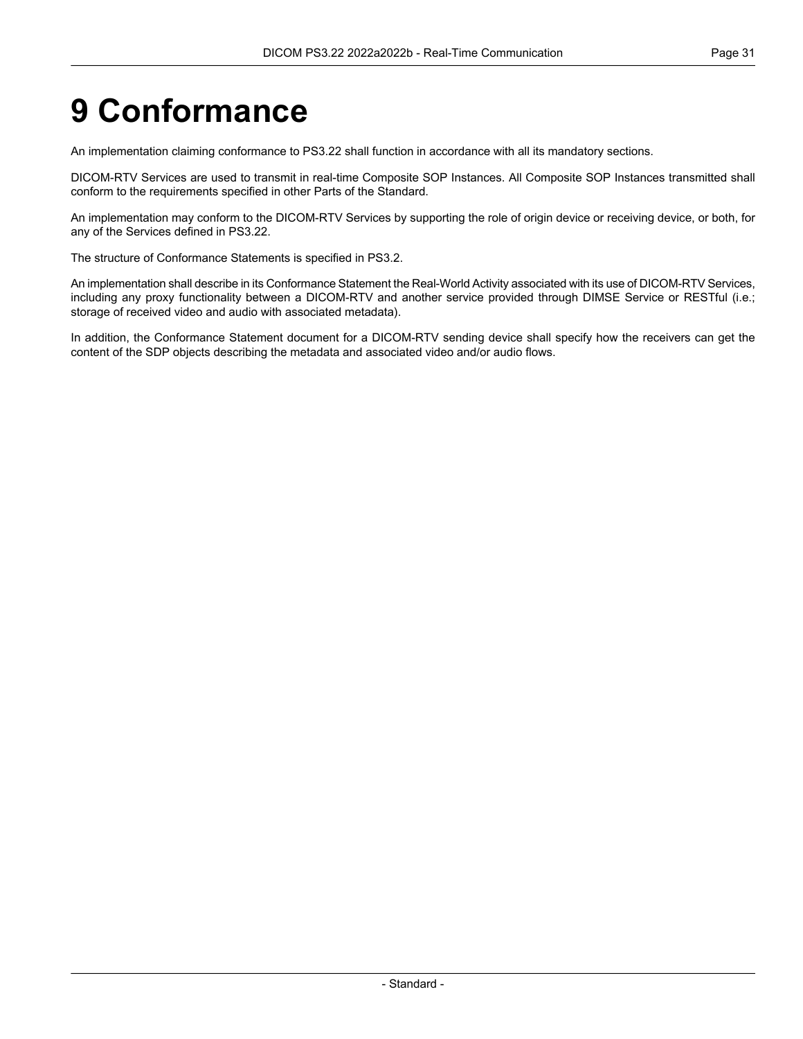# 9 Conformance

An implementation claiming conformance to PS3.22 shall function in accordance with all its mandatory sections.

DICOM-RTV Services are used to transmit in real-time Composite SOP Instances. All Composite SOP Instances transmitted shall conform to the requirements specified in other Parts of the Standard.

An implementation may conform to the DICOM-RTV Services by supporting the role of origin device or receiving device, or both, for any of the Services defined in PS3.22.

The structure of Conformance Statements is specified in PS3.2.

An implementation shall describe in its Conformance Statement the Real-World Activity associated with its use of DICOM-RTV Services, including any proxy functionality between a DICOM-RTV and another service provided through DIMSE Service or RESTful (i.e.; storage of received video and audio with associated metadata).

In addition, the Conformance Statement document for a DICOM-RTV sending device shall specify how the receivers can get the content of the SDP objects describing the metadata and associated video and/or audio flows.